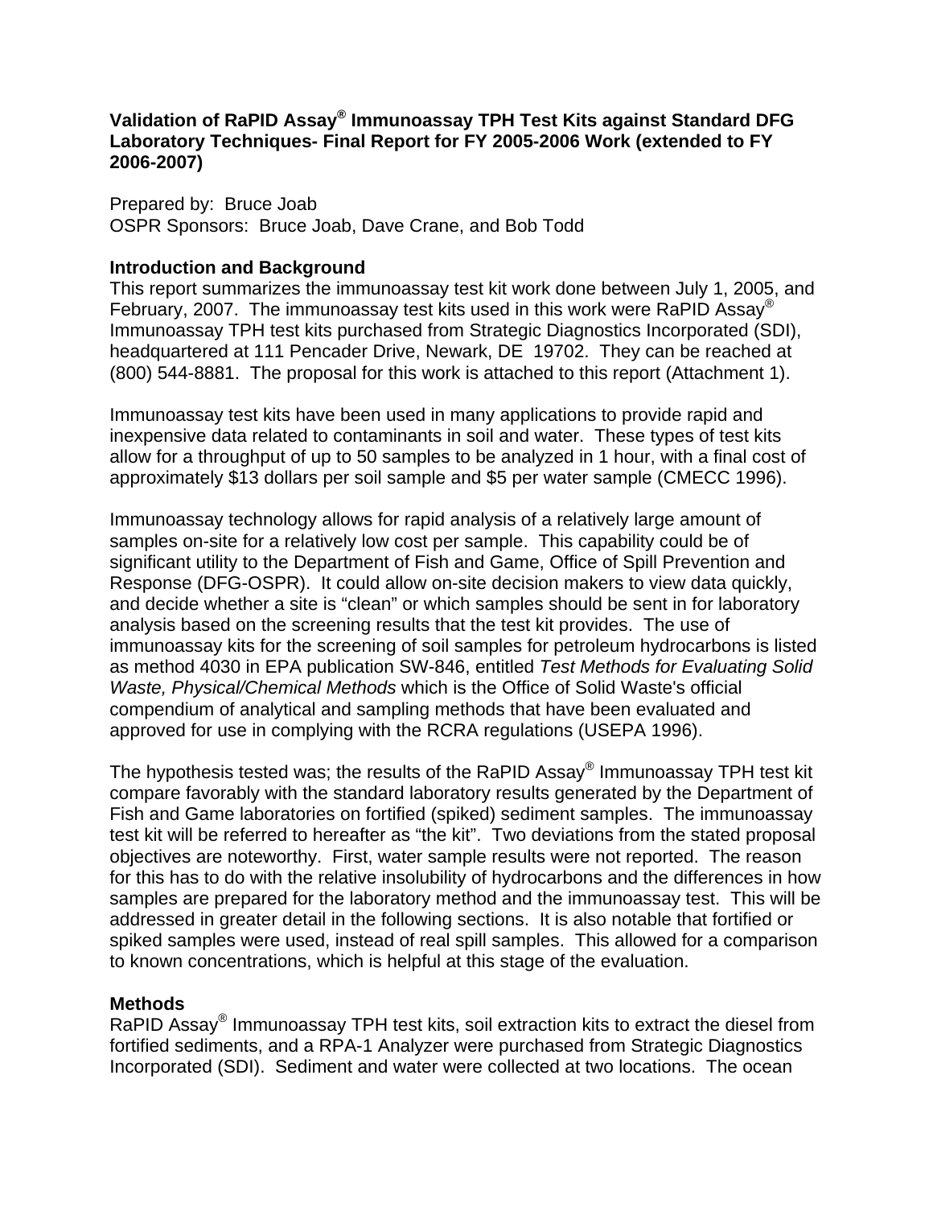**Validation of RaPID Assay® Immunoassay TPH Test Kits against Standard DFG Laboratory Techniques- Final Report for FY 2005-2006 Work (extended to FY 2006-2007)**

Prepared by: Bruce Joab
OSPR Sponsors: Bruce Joab, Dave Crane, and Bob Todd

## Introduction and Background

This report summarizes the immunoassay test kit work done between July 1, 2005, and February, 2007. The immunoassay test kits used in this work were RaPID Assay® Immunoassay TPH test kits purchased from Strategic Diagnostics Incorporated (SDI), headquartered at 111 Pencader Drive, Newark, DE 19702. They can be reached at (800) 544-8881. The proposal for this work is attached to this report (Attachment 1).

Immunoassay test kits have been used in many applications to provide rapid and inexpensive data related to contaminants in soil and water. These types of test kits allow for a throughput of up to 50 samples to be analyzed in 1 hour, with a final cost of approximately $13 dollars per soil sample and $5 per water sample (CMECC 1996).

Immunoassay technology allows for rapid analysis of a relatively large amount of samples on-site for a relatively low cost per sample. This capability could be of significant utility to the Department of Fish and Game, Office of Spill Prevention and Response (DFG-OSPR). It could allow on-site decision makers to view data quickly, and decide whether a site is "clean" or which samples should be sent in for laboratory analysis based on the screening results that the test kit provides. The use of immunoassay kits for the screening of soil samples for petroleum hydrocarbons is listed as method 4030 in EPA publication SW-846, entitled *Test Methods for Evaluating Solid Waste, Physical/Chemical Methods* which is the Office of Solid Waste's official compendium of analytical and sampling methods that have been evaluated and approved for use in complying with the RCRA regulations (USEPA 1996).

The hypothesis tested was; the results of the RaPID Assay® Immunoassay TPH test kit compare favorably with the standard laboratory results generated by the Department of Fish and Game laboratories on fortified (spiked) sediment samples. The immunoassay test kit will be referred to hereafter as "the kit". Two deviations from the stated proposal objectives are noteworthy. First, water sample results were not reported. The reason for this has to do with the relative insolubility of hydrocarbons and the differences in how samples are prepared for the laboratory method and the immunoassay test. This will be addressed in greater detail in the following sections. It is also notable that fortified or spiked samples were used, instead of real spill samples. This allowed for a comparison to known concentrations, which is helpful at this stage of the evaluation.

## Methods

RaPID Assay® Immunoassay TPH test kits, soil extraction kits to extract the diesel from fortified sediments, and a RPA-1 Analyzer were purchased from Strategic Diagnostics Incorporated (SDI). Sediment and water were collected at two locations. The ocean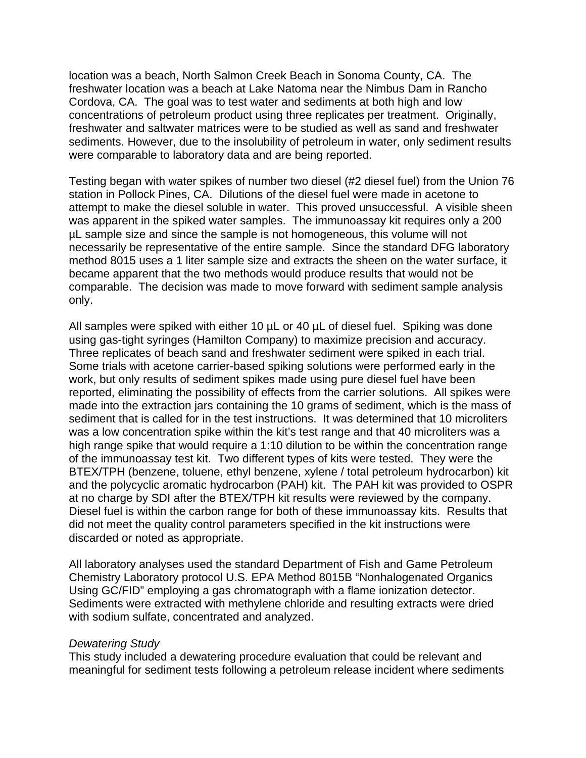location was a beach, North Salmon Creek Beach in Sonoma County, CA. The freshwater location was a beach at Lake Natoma near the Nimbus Dam in Rancho Cordova, CA. The goal was to test water and sediments at both high and low concentrations of petroleum product using three replicates per treatment. Originally, freshwater and saltwater matrices were to be studied as well as sand and freshwater sediments. However, due to the insolubility of petroleum in water, only sediment results were comparable to laboratory data and are being reported.

Testing began with water spikes of number two diesel (#2 diesel fuel) from the Union 76 station in Pollock Pines, CA. Dilutions of the diesel fuel were made in acetone to attempt to make the diesel soluble in water. This proved unsuccessful. A visible sheen was apparent in the spiked water samples. The immunoassay kit requires only a 200 µL sample size and since the sample is not homogeneous, this volume will not necessarily be representative of the entire sample. Since the standard DFG laboratory method 8015 uses a 1 liter sample size and extracts the sheen on the water surface, it became apparent that the two methods would produce results that would not be comparable. The decision was made to move forward with sediment sample analysis only.

All samples were spiked with either 10 µL or 40 µL of diesel fuel. Spiking was done using gas-tight syringes (Hamilton Company) to maximize precision and accuracy. Three replicates of beach sand and freshwater sediment were spiked in each trial. Some trials with acetone carrier-based spiking solutions were performed early in the work, but only results of sediment spikes made using pure diesel fuel have been reported, eliminating the possibility of effects from the carrier solutions. All spikes were made into the extraction jars containing the 10 grams of sediment, which is the mass of sediment that is called for in the test instructions. It was determined that 10 microliters was a low concentration spike within the kit's test range and that 40 microliters was a high range spike that would require a 1:10 dilution to be within the concentration range of the immunoassay test kit. Two different types of kits were tested. They were the BTEX/TPH (benzene, toluene, ethyl benzene, xylene / total petroleum hydrocarbon) kit and the polycyclic aromatic hydrocarbon (PAH) kit. The PAH kit was provided to OSPR at no charge by SDI after the BTEX/TPH kit results were reviewed by the company. Diesel fuel is within the carbon range for both of these immunoassay kits. Results that did not meet the quality control parameters specified in the kit instructions were discarded or noted as appropriate.

All laboratory analyses used the standard Department of Fish and Game Petroleum Chemistry Laboratory protocol U.S. EPA Method 8015B "Nonhalogenated Organics Using GC/FID" employing a gas chromatograph with a flame ionization detector. Sediments were extracted with methylene chloride and resulting extracts were dried with sodium sulfate, concentrated and analyzed.

*Dewatering Study*

This study included a dewatering procedure evaluation that could be relevant and meaningful for sediment tests following a petroleum release incident where sediments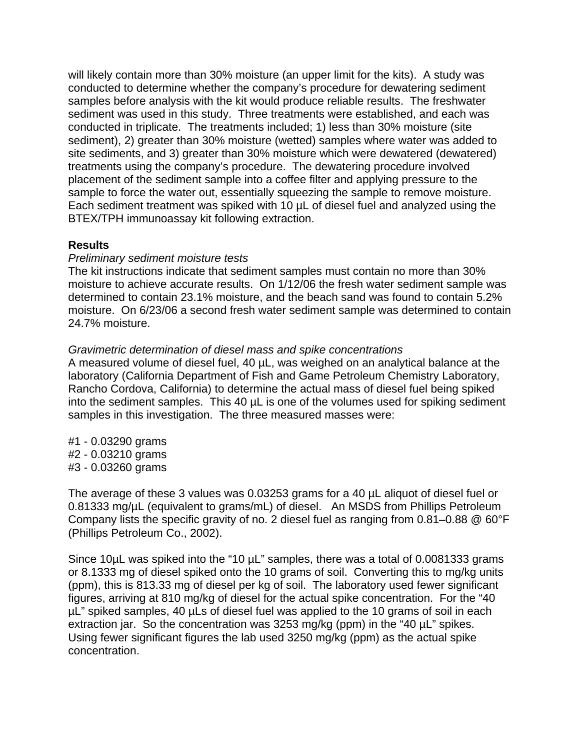will likely contain more than 30% moisture (an upper limit for the kits). A study was conducted to determine whether the company's procedure for dewatering sediment samples before analysis with the kit would produce reliable results. The freshwater sediment was used in this study. Three treatments were established, and each was conducted in triplicate. The treatments included; 1) less than 30% moisture (site sediment), 2) greater than 30% moisture (wetted) samples where water was added to site sediments, and 3) greater than 30% moisture which were dewatered (dewatered) treatments using the company's procedure. The dewatering procedure involved placement of the sediment sample into a coffee filter and applying pressure to the sample to force the water out, essentially squeezing the sample to remove moisture. Each sediment treatment was spiked with 10 µL of diesel fuel and analyzed using the BTEX/TPH immunoassay kit following extraction.

**Results**

*Preliminary sediment moisture tests*

The kit instructions indicate that sediment samples must contain no more than 30% moisture to achieve accurate results. On 1/12/06 the fresh water sediment sample was determined to contain 23.1% moisture, and the beach sand was found to contain 5.2% moisture. On 6/23/06 a second fresh water sediment sample was determined to contain 24.7% moisture.

*Gravimetric determination of diesel mass and spike concentrations*

A measured volume of diesel fuel, 40 µL, was weighed on an analytical balance at the laboratory (California Department of Fish and Game Petroleum Chemistry Laboratory, Rancho Cordova, California) to determine the actual mass of diesel fuel being spiked into the sediment samples. This 40 µL is one of the volumes used for spiking sediment samples in this investigation. The three measured masses were:

#1 - 0.03290 grams
#2 - 0.03210 grams
#3 - 0.03260 grams

The average of these 3 values was 0.03253 grams for a 40 µL aliquot of diesel fuel or 0.81333 mg/µL (equivalent to grams/mL) of diesel. An MSDS from Phillips Petroleum Company lists the specific gravity of no. 2 diesel fuel as ranging from 0.81–0.88 @ 60°F (Phillips Petroleum Co., 2002).

Since 10µL was spiked into the "10 µL" samples, there was a total of 0.0081333 grams or 8.1333 mg of diesel spiked onto the 10 grams of soil. Converting this to mg/kg units (ppm), this is 813.33 mg of diesel per kg of soil. The laboratory used fewer significant figures, arriving at 810 mg/kg of diesel for the actual spike concentration. For the "40 µL" spiked samples, 40 µLs of diesel fuel was applied to the 10 grams of soil in each extraction jar. So the concentration was 3253 mg/kg (ppm) in the "40 µL" spikes. Using fewer significant figures the lab used 3250 mg/kg (ppm) as the actual spike concentration.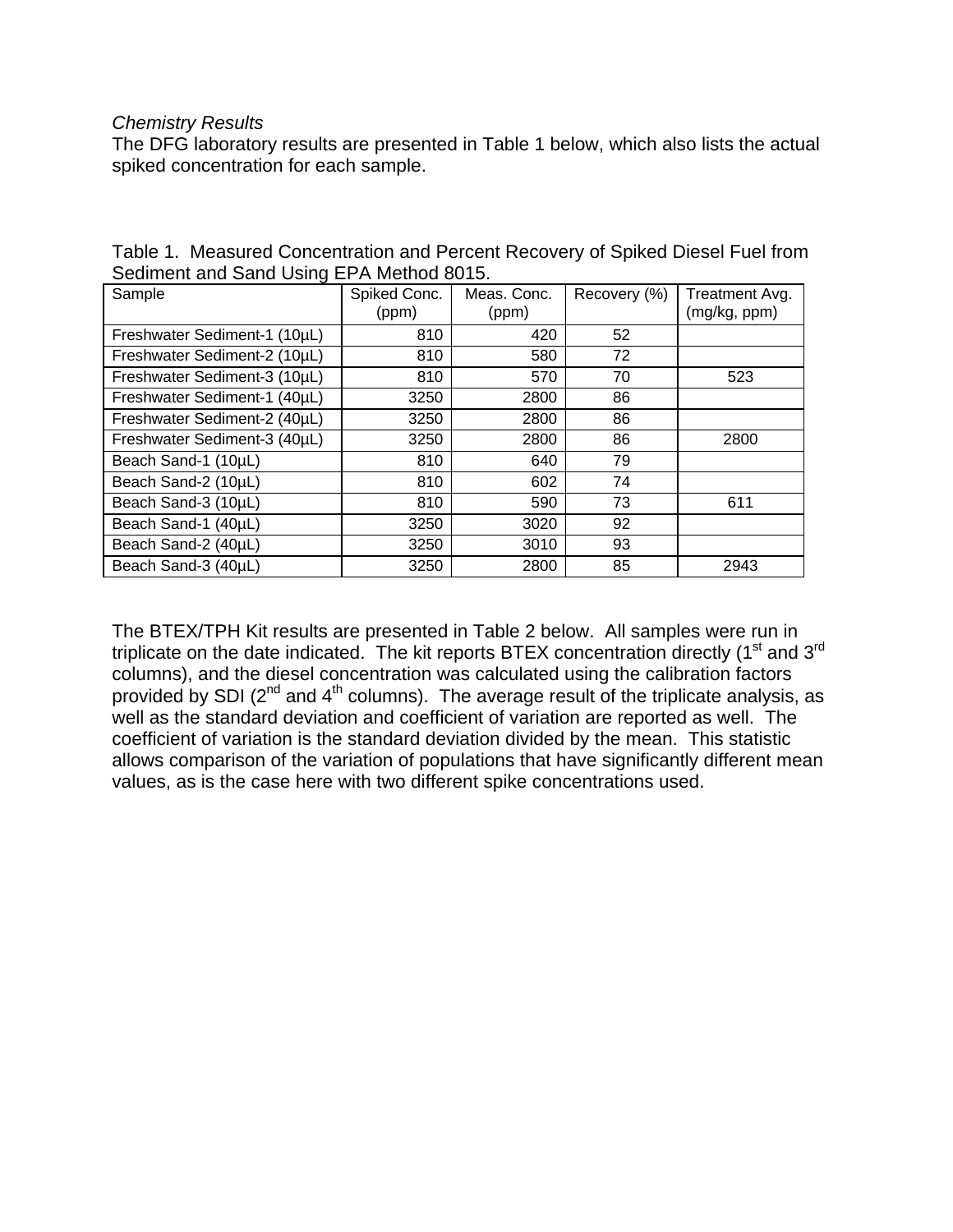*Chemistry Results*

The DFG laboratory results are presented in Table 1 below, which also lists the actual spiked concentration for each sample.

Table 1. Measured Concentration and Percent Recovery of Spiked Diesel Fuel from Sediment and Sand Using EPA Method 8015.

| Sample | Spiked Conc. (ppm) | Meas. Conc. (ppm) | Recovery (%) | Treatment Avg. (mg/kg, ppm) |
|---|---|---|---|---|
| Freshwater Sediment-1 (10µL) | 810 | 420 | 52 | |
| Freshwater Sediment-2 (10µL) | 810 | 580 | 72 | |
| Freshwater Sediment-3 (10µL) | 810 | 570 | 70 | 523 |
| Freshwater Sediment-1 (40µL) | 3250 | 2800 | 86 | |
| Freshwater Sediment-2 (40µL) | 3250 | 2800 | 86 | |
| Freshwater Sediment-3 (40µL) | 3250 | 2800 | 86 | 2800 |
| Beach Sand-1 (10µL) | 810 | 640 | 79 | |
| Beach Sand-2 (10µL) | 810 | 602 | 74 | |
| Beach Sand-3 (10µL) | 810 | 590 | 73 | 611 |
| Beach Sand-1 (40µL) | 3250 | 3020 | 92 | |
| Beach Sand-2 (40µL) | 3250 | 3010 | 93 | |
| Beach Sand-3 (40µL) | 3250 | 2800 | 85 | 2943 |

The BTEX/TPH Kit results are presented in Table 2 below. All samples were run in triplicate on the date indicated. The kit reports BTEX concentration directly (1st and 3rd columns), and the diesel concentration was calculated using the calibration factors provided by SDI (2nd and 4th columns). The average result of the triplicate analysis, as well as the standard deviation and coefficient of variation are reported as well. The coefficient of variation is the standard deviation divided by the mean. This statistic allows comparison of the variation of populations that have significantly different mean values, as is the case here with two different spike concentrations used.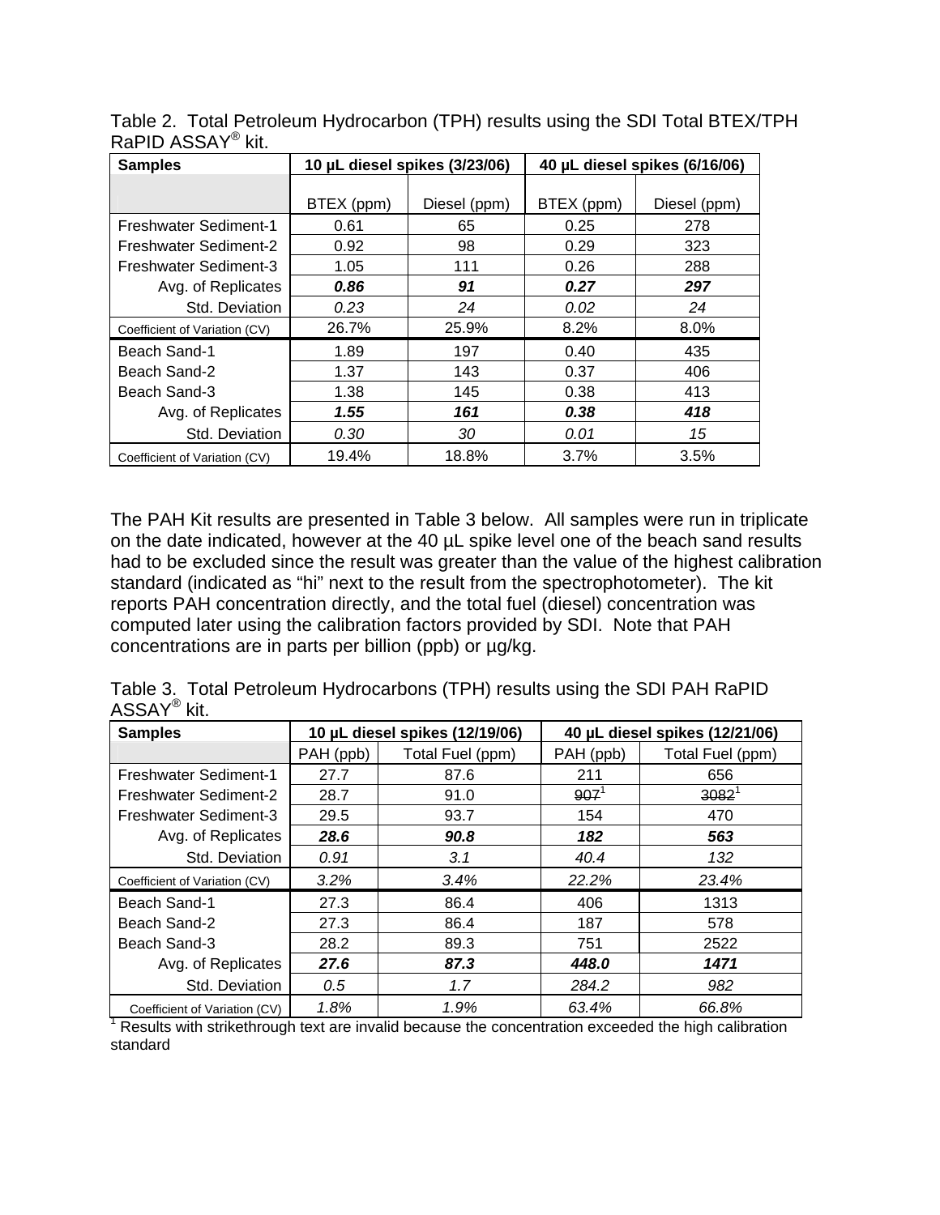Table 2. Total Petroleum Hydrocarbon (TPH) results using the SDI Total BTEX/TPH RaPID ASSAY® kit.

| Samples | 10 µL diesel spikes (3/23/06) | | 40 µL diesel spikes (6/16/06) | |
|---|---|---|---|---|
| | BTEX (ppm) | Diesel (ppm) | BTEX (ppm) | Diesel (ppm) |
| Freshwater Sediment-1 | 0.61 | 65 | 0.25 | 278 |
| Freshwater Sediment-2 | 0.92 | 98 | 0.29 | 323 |
| Freshwater Sediment-3 | 1.05 | 111 | 0.26 | 288 |
| Avg. of Replicates | ***0.86*** | ***91*** | ***0.27*** | ***297*** |
| Std. Deviation | *0.23* | *24* | *0.02* | *24* |
| Coefficient of Variation (CV) | 26.7% | 25.9% | 8.2% | 8.0% |
| Beach Sand-1 | 1.89 | 197 | 0.40 | 435 |
| Beach Sand-2 | 1.37 | 143 | 0.37 | 406 |
| Beach Sand-3 | 1.38 | 145 | 0.38 | 413 |
| Avg. of Replicates | ***1.55*** | ***161*** | ***0.38*** | ***418*** |
| Std. Deviation | *0.30* | *30* | *0.01* | *15* |
| Coefficient of Variation (CV) | 19.4% | 18.8% | 3.7% | 3.5% |

The PAH Kit results are presented in Table 3 below. All samples were run in triplicate on the date indicated, however at the 40 µL spike level one of the beach sand results had to be excluded since the result was greater than the value of the highest calibration standard (indicated as "hi" next to the result from the spectrophotometer). The kit reports PAH concentration directly, and the total fuel (diesel) concentration was computed later using the calibration factors provided by SDI. Note that PAH concentrations are in parts per billion (ppb) or µg/kg.

Table 3. Total Petroleum Hydrocarbons (TPH) results using the SDI PAH RaPID ASSAY® kit.

| Samples | 10 µL diesel spikes (12/19/06) | | 40 µL diesel spikes (12/21/06) | |
|---|---|---|---|---|
| | PAH (ppb) | Total Fuel (ppm) | PAH (ppb) | Total Fuel (ppm) |
| Freshwater Sediment-1 | 27.7 | 87.6 | 211 | 656 |
| Freshwater Sediment-2 | 28.7 | 91.0 | ~~907~~[1] | ~~3082~~[1] |
| Freshwater Sediment-3 | 29.5 | 93.7 | 154 | 470 |
| Avg. of Replicates | ***28.6*** | ***90.8*** | ***182*** | ***563*** |
| Std. Deviation | *0.91* | *3.1* | *40.4* | *132* |
| Coefficient of Variation (CV) | *3.2%* | *3.4%* | *22.2%* | *23.4%* |
| Beach Sand-1 | 27.3 | 86.4 | 406 | 1313 |
| Beach Sand-2 | 27.3 | 86.4 | 187 | 578 |
| Beach Sand-3 | 28.2 | 89.3 | 751 | 2522 |
| Avg. of Replicates | ***27.6*** | ***87.3*** | ***448.0*** | ***1471*** |
| Std. Deviation | *0.5* | *1.7* | *284.2* | *982* |
| Coefficient of Variation (CV) | *1.8%* | *1.9%* | *63.4%* | *66.8%* |

[1] Results with strikethrough text are invalid because the concentration exceeded the high calibration standard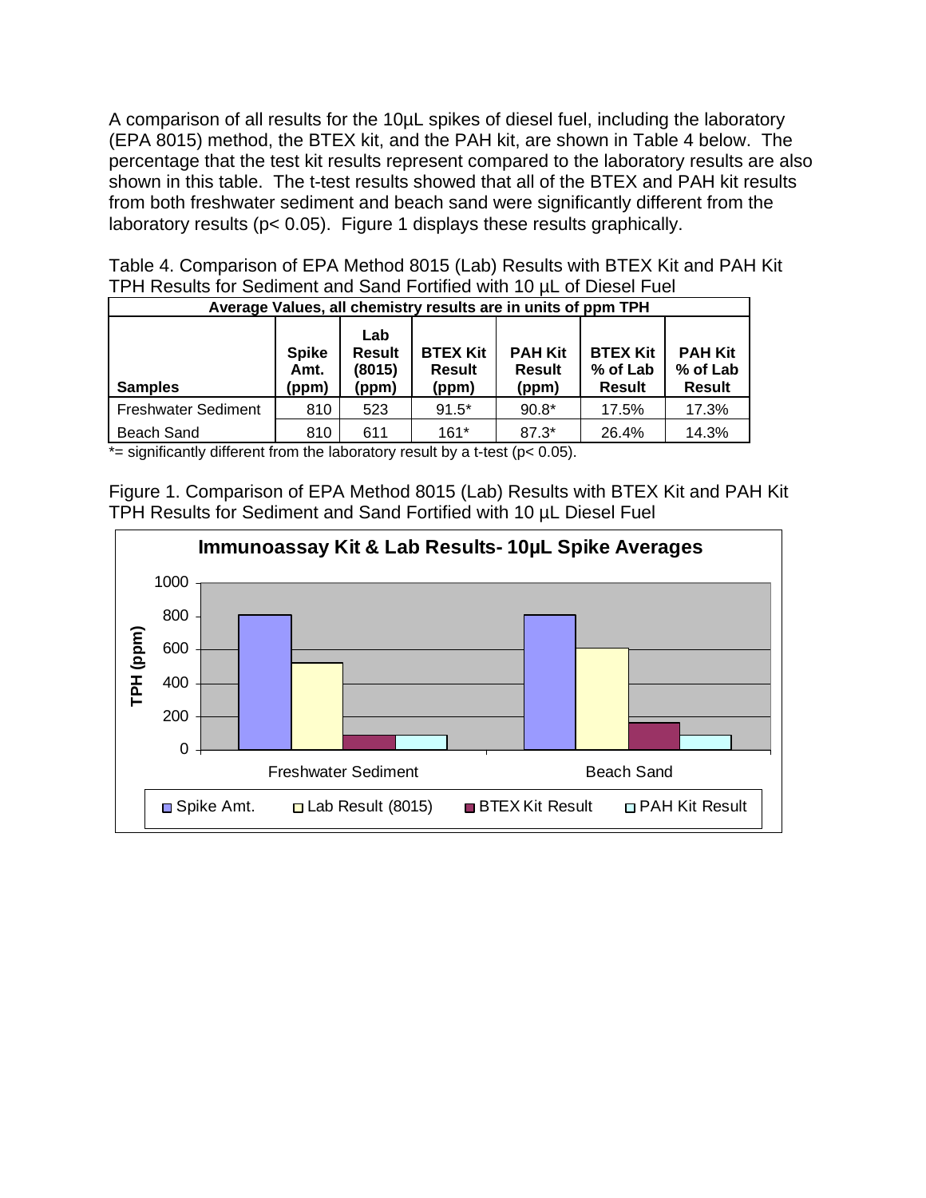A comparison of all results for the 10µL spikes of diesel fuel, including the laboratory (EPA 8015) method, the BTEX kit, and the PAH kit, are shown in Table 4 below. The percentage that the test kit results represent compared to the laboratory results are also shown in this table. The t-test results showed that all of the BTEX and PAH kit results from both freshwater sediment and beach sand were significantly different from the laboratory results ($p < 0.05$). Figure 1 displays these results graphically.

Table 4. Comparison of EPA Method 8015 (Lab) Results with BTEX Kit and PAH Kit TPH Results for Sediment and Sand Fortified with 10 µL of Diesel Fuel

| Average Values, all chemistry results are in units of ppm TPH | | | | | | |
|---|---|---|---|---|---|---|
| **Samples** | **Spike Amt. (ppm)** | **Lab Result (8015) (ppm)** | **BTEX Kit Result (ppm)** | **PAH Kit Result (ppm)** | **BTEX Kit % of Lab Result** | **PAH Kit % of Lab Result** |
| Freshwater Sediment | 810 | 523 | 91.5* | 90.8* | 17.5% | 17.3% |
| Beach Sand | 810 | 611 | 161* | 87.3* | 26.4% | 14.3% |

*= significantly different from the laboratory result by a t-test ($p < 0.05$).

Figure 1. Comparison of EPA Method 8015 (Lab) Results with BTEX Kit and PAH Kit TPH Results for Sediment and Sand Fortified with 10 µL Diesel Fuel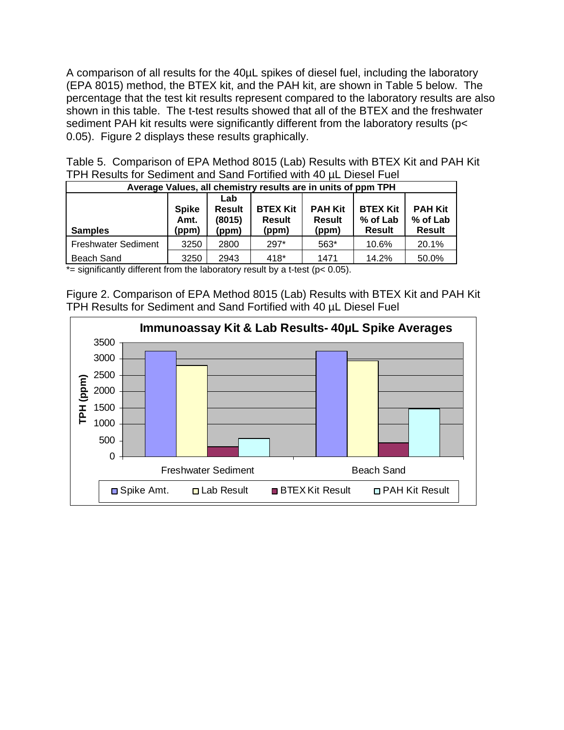A comparison of all results for the 40µL spikes of diesel fuel, including the laboratory (EPA 8015) method, the BTEX kit, and the PAH kit, are shown in Table 5 below. The percentage that the test kit results represent compared to the laboratory results are also shown in this table. The t-test results showed that all of the BTEX and the freshwater sediment PAH kit results were significantly different from the laboratory results ($p < 0.05$). Figure 2 displays these results graphically.

Table 5. Comparison of EPA Method 8015 (Lab) Results with BTEX Kit and PAH Kit TPH Results for Sediment and Sand Fortified with 40 µL Diesel Fuel

| Average Values, all chemistry results are in units of ppm TPH | | | | | | |
|---|---|---|---|---|---|---|
| **Samples** | **Spike Amt. (ppm)** | **Lab Result (8015) (ppm)** | **BTEX Kit Result (ppm)** | **PAH Kit Result (ppm)** | **BTEX Kit % of Lab Result** | **PAH Kit % of Lab Result** |
| Freshwater Sediment | 3250 | 2800 | 297* | 563* | 10.6% | 20.1% |
| Beach Sand | 3250 | 2943 | 418* | 1471 | 14.2% | 50.0% |

*= significantly different from the laboratory result by a t-test ($p < 0.05$).

Figure 2. Comparison of EPA Method 8015 (Lab) Results with BTEX Kit and PAH Kit TPH Results for Sediment and Sand Fortified with 40 µL Diesel Fuel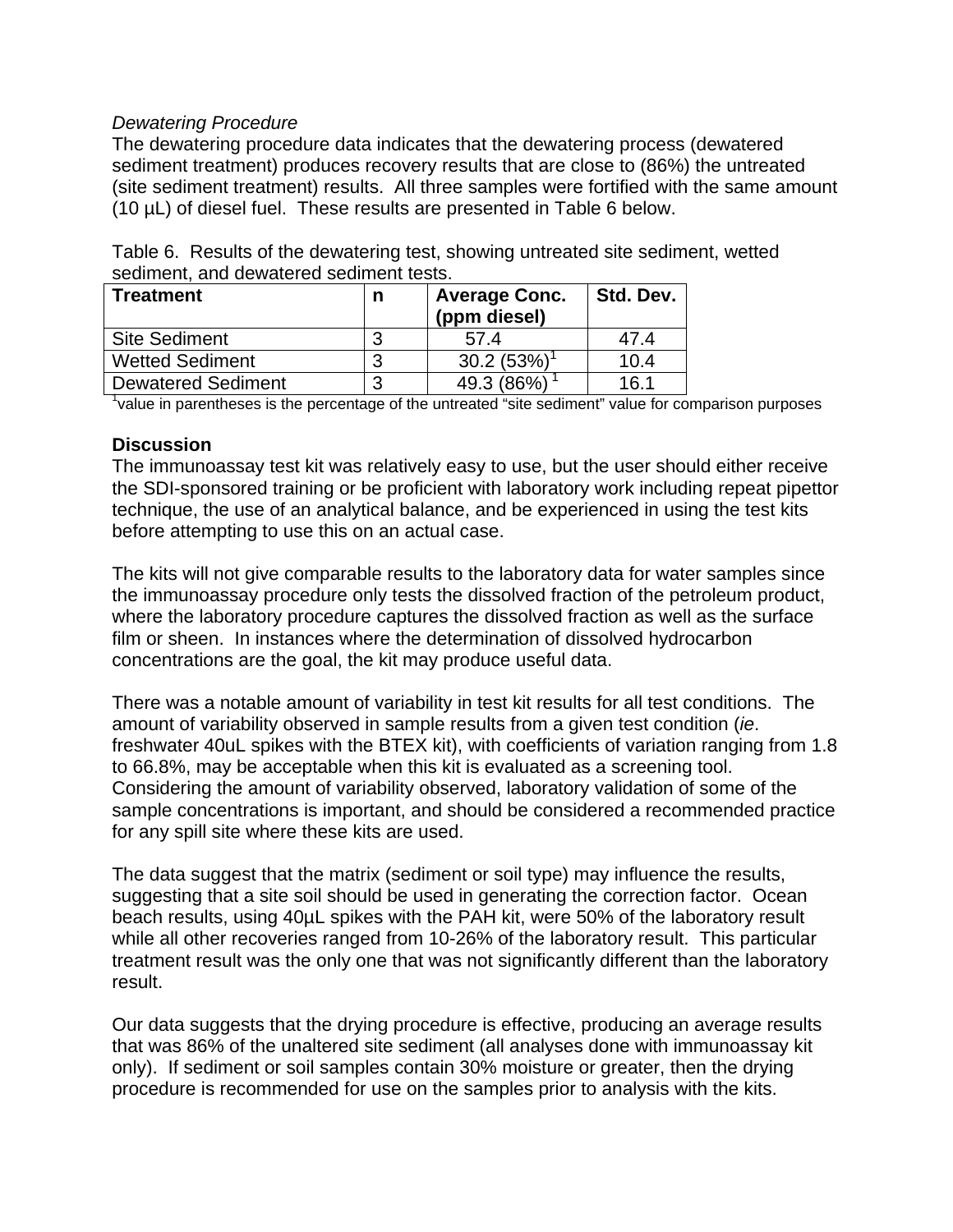*Dewatering Procedure*

The dewatering procedure data indicates that the dewatering process (dewatered sediment treatment) produces recovery results that are close to (86%) the untreated (site sediment treatment) results. All three samples were fortified with the same amount (10 µL) of diesel fuel. These results are presented in Table 6 below.

Table 6. Results of the dewatering test, showing untreated site sediment, wetted sediment, and dewatered sediment tests.

| Treatment | n | Average Conc. (ppm diesel) | Std. Dev. |
|---|---|---|---|
| Site Sediment | 3 | 57.4 | 47.4 |
| Wetted Sediment | 3 | 30.2 (53%)[1] | 10.4 |
| Dewatered Sediment | 3 | 49.3 (86%) [1] | 16.1 |

[1]value in parentheses is the percentage of the untreated "site sediment" value for comparison purposes

**Discussion**

The immunoassay test kit was relatively easy to use, but the user should either receive the SDI-sponsored training or be proficient with laboratory work including repeat pipettor technique, the use of an analytical balance, and be experienced in using the test kits before attempting to use this on an actual case.

The kits will not give comparable results to the laboratory data for water samples since the immunoassay procedure only tests the dissolved fraction of the petroleum product, where the laboratory procedure captures the dissolved fraction as well as the surface film or sheen. In instances where the determination of dissolved hydrocarbon concentrations are the goal, the kit may produce useful data.

There was a notable amount of variability in test kit results for all test conditions. The amount of variability observed in sample results from a given test condition (*ie*. freshwater 40uL spikes with the BTEX kit), with coefficients of variation ranging from 1.8 to 66.8%, may be acceptable when this kit is evaluated as a screening tool. Considering the amount of variability observed, laboratory validation of some of the sample concentrations is important, and should be considered a recommended practice for any spill site where these kits are used.

The data suggest that the matrix (sediment or soil type) may influence the results, suggesting that a site soil should be used in generating the correction factor. Ocean beach results, using 40µL spikes with the PAH kit, were 50% of the laboratory result while all other recoveries ranged from 10-26% of the laboratory result. This particular treatment result was the only one that was not significantly different than the laboratory result.

Our data suggests that the drying procedure is effective, producing an average results that was 86% of the unaltered site sediment (all analyses done with immunoassay kit only). If sediment or soil samples contain 30% moisture or greater, then the drying procedure is recommended for use on the samples prior to analysis with the kits.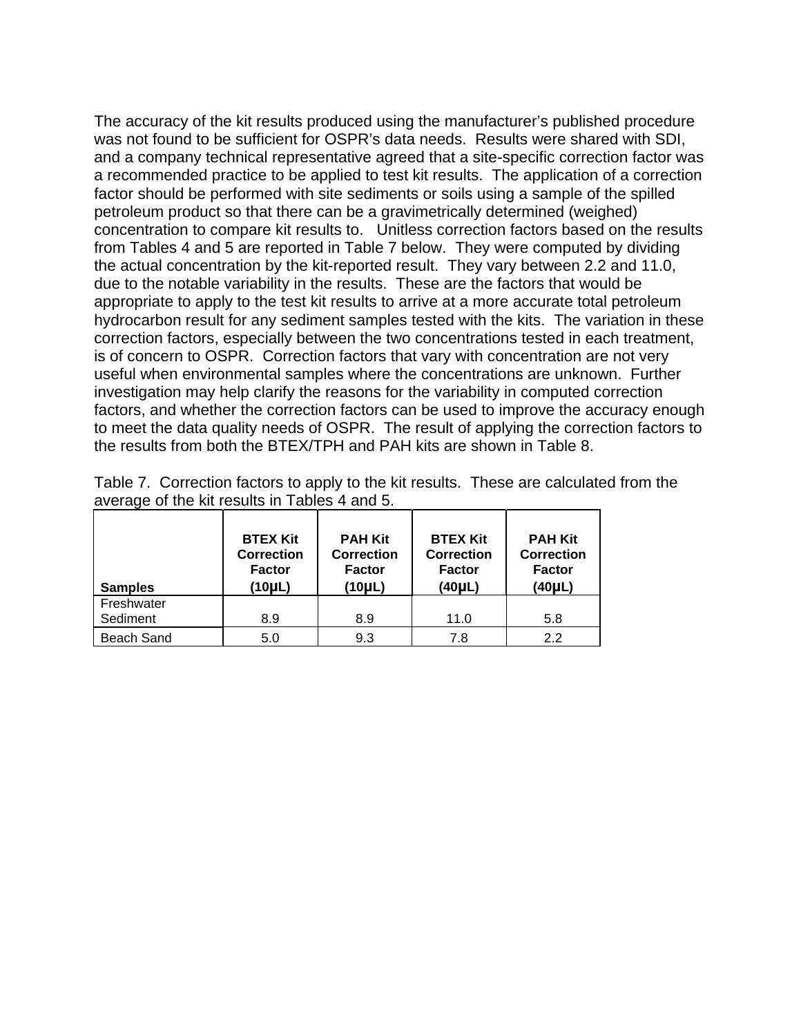The accuracy of the kit results produced using the manufacturer's published procedure was not found to be sufficient for OSPR's data needs. Results were shared with SDI, and a company technical representative agreed that a site-specific correction factor was a recommended practice to be applied to test kit results. The application of a correction factor should be performed with site sediments or soils using a sample of the spilled petroleum product so that there can be a gravimetrically determined (weighed) concentration to compare kit results to. Unitless correction factors based on the results from Tables 4 and 5 are reported in Table 7 below. They were computed by dividing the actual concentration by the kit-reported result. They vary between 2.2 and 11.0, due to the notable variability in the results. These are the factors that would be appropriate to apply to the test kit results to arrive at a more accurate total petroleum hydrocarbon result for any sediment samples tested with the kits. The variation in these correction factors, especially between the two concentrations tested in each treatment, is of concern to OSPR. Correction factors that vary with concentration are not very useful when environmental samples where the concentrations are unknown. Further investigation may help clarify the reasons for the variability in computed correction factors, and whether the correction factors can be used to improve the accuracy enough to meet the data quality needs of OSPR. The result of applying the correction factors to the results from both the BTEX/TPH and PAH kits are shown in Table 8.

Table 7. Correction factors to apply to the kit results. These are calculated from the average of the kit results in Tables 4 and 5.

| Samples | BTEX Kit Correction Factor (10µL) | PAH Kit Correction Factor (10µL) | BTEX Kit Correction Factor (40µL) | PAH Kit Correction Factor (40µL) |
|---|---|---|---|---|
| Freshwater Sediment | 8.9 | 8.9 | 11.0 | 5.8 |
| Beach Sand | 5.0 | 9.3 | 7.8 | 2.2 |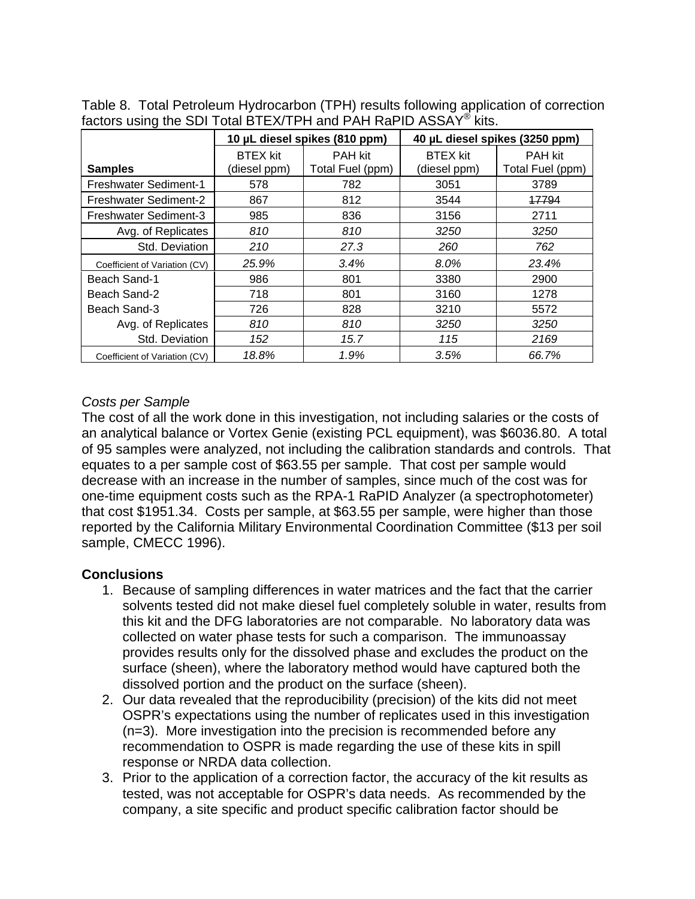Table 8. Total Petroleum Hydrocarbon (TPH) results following application of correction factors using the SDI Total BTEX/TPH and PAH RaPID ASSAY® kits.

| | 10 µL diesel spikes (810 ppm) | | 40 µL diesel spikes (3250 ppm) | |
|---|---|---|---|---|
| **Samples** | BTEX kit (diesel ppm) | PAH kit Total Fuel (ppm) | BTEX kit (diesel ppm) | PAH kit Total Fuel (ppm) |
| Freshwater Sediment-1 | 578 | 782 | 3051 | 3789 |
| Freshwater Sediment-2 | 867 | 812 | 3544 | ~~17794~~ |
| Freshwater Sediment-3 | 985 | 836 | 3156 | 2711 |
| Avg. of Replicates | *810* | *810* | *3250* | *3250* |
| Std. Deviation | *210* | *27.3* | *260* | *762* |
| Coefficient of Variation (CV) | *25.9%* | *3.4%* | *8.0%* | *23.4%* |
| Beach Sand-1 | 986 | 801 | 3380 | 2900 |
| Beach Sand-2 | 718 | 801 | 3160 | 1278 |
| Beach Sand-3 | 726 | 828 | 3210 | 5572 |
| Avg. of Replicates | *810* | *810* | *3250* | *3250* |
| Std. Deviation | *152* | *15.7* | *115* | *2169* |
| Coefficient of Variation (CV) | *18.8%* | *1.9%* | *3.5%* | *66.7%* |

*Costs per Sample*

The cost of all the work done in this investigation, not including salaries or the costs of an analytical balance or Vortex Genie (existing PCL equipment), was $6036.80. A total of 95 samples were analyzed, not including the calibration standards and controls. That equates to a per sample cost of $63.55 per sample. That cost per sample would decrease with an increase in the number of samples, since much of the cost was for one-time equipment costs such as the RPA-1 RaPID Analyzer (a spectrophotometer) that cost $1951.34. Costs per sample, at $63.55 per sample, were higher than those reported by the California Military Environmental Coordination Committee ($13 per soil sample, CMECC 1996).

## Conclusions

1. Because of sampling differences in water matrices and the fact that the carrier solvents tested did not make diesel fuel completely soluble in water, results from this kit and the DFG laboratories are not comparable. No laboratory data was collected on water phase tests for such a comparison. The immunoassay provides results only for the dissolved phase and excludes the product on the surface (sheen), where the laboratory method would have captured both the dissolved portion and the product on the surface (sheen).
2. Our data revealed that the reproducibility (precision) of the kits did not meet OSPR's expectations using the number of replicates used in this investigation (n=3). More investigation into the precision is recommended before any recommendation to OSPR is made regarding the use of these kits in spill response or NRDA data collection.
3. Prior to the application of a correction factor, the accuracy of the kit results as tested, was not acceptable for OSPR's data needs. As recommended by the company, a site specific and product specific calibration factor should be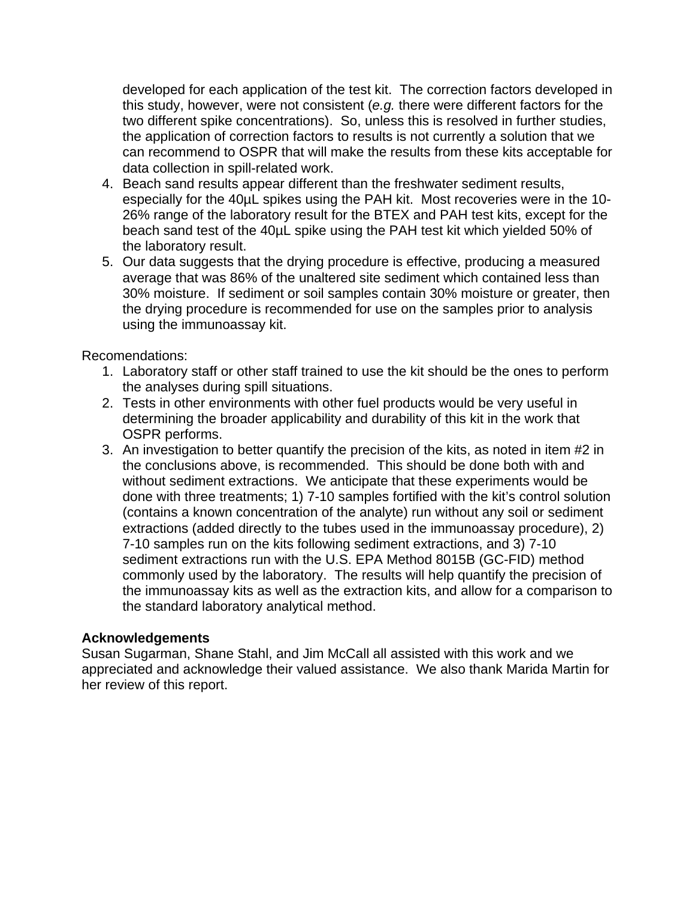developed for each application of the test kit. The correction factors developed in this study, however, were not consistent (*e.g.* there were different factors for the two different spike concentrations). So, unless this is resolved in further studies, the application of correction factors to results is not currently a solution that we can recommend to OSPR that will make the results from these kits acceptable for data collection in spill-related work.

4. Beach sand results appear different than the freshwater sediment results, especially for the 40µL spikes using the PAH kit. Most recoveries were in the 10-26% range of the laboratory result for the BTEX and PAH test kits, except for the beach sand test of the 40µL spike using the PAH test kit which yielded 50% of the laboratory result.
5. Our data suggests that the drying procedure is effective, producing a measured average that was 86% of the unaltered site sediment which contained less than 30% moisture. If sediment or soil samples contain 30% moisture or greater, then the drying procedure is recommended for use on the samples prior to analysis using the immunoassay kit.

Recomendations:

1. Laboratory staff or other staff trained to use the kit should be the ones to perform the analyses during spill situations.
2. Tests in other environments with other fuel products would be very useful in determining the broader applicability and durability of this kit in the work that OSPR performs.
3. An investigation to better quantify the precision of the kits, as noted in item #2 in the conclusions above, is recommended. This should be done both with and without sediment extractions. We anticipate that these experiments would be done with three treatments; 1) 7-10 samples fortified with the kit's control solution (contains a known concentration of the analyte) run without any soil or sediment extractions (added directly to the tubes used in the immunoassay procedure), 2) 7-10 samples run on the kits following sediment extractions, and 3) 7-10 sediment extractions run with the U.S. EPA Method 8015B (GC-FID) method commonly used by the laboratory. The results will help quantify the precision of the immunoassay kits as well as the extraction kits, and allow for a comparison to the standard laboratory analytical method.

**Acknowledgements**

Susan Sugarman, Shane Stahl, and Jim McCall all assisted with this work and we appreciated and acknowledge their valued assistance. We also thank Marida Martin for her review of this report.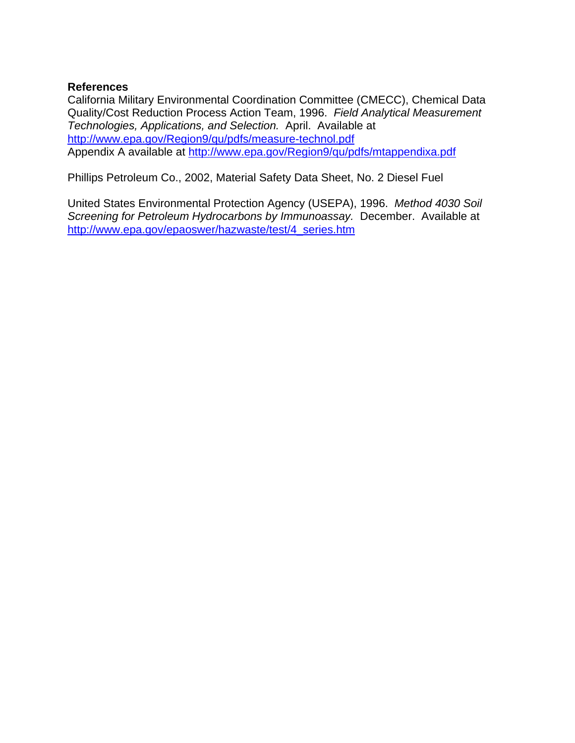## References

California Military Environmental Coordination Committee (CMECC), Chemical Data Quality/Cost Reduction Process Action Team, 1996. *Field Analytical Measurement Technologies, Applications, and Selection.* April. Available at http://www.epa.gov/Region9/qu/pdfs/measure-technol.pdf
Appendix A available at http://www.epa.gov/Region9/qu/pdfs/mtappendixa.pdf

Phillips Petroleum Co., 2002, Material Safety Data Sheet, No. 2 Diesel Fuel

United States Environmental Protection Agency (USEPA), 1996. *Method 4030 Soil Screening for Petroleum Hydrocarbons by Immunoassay.* December. Available at http://www.epa.gov/epaoswer/hazwaste/test/4_series.htm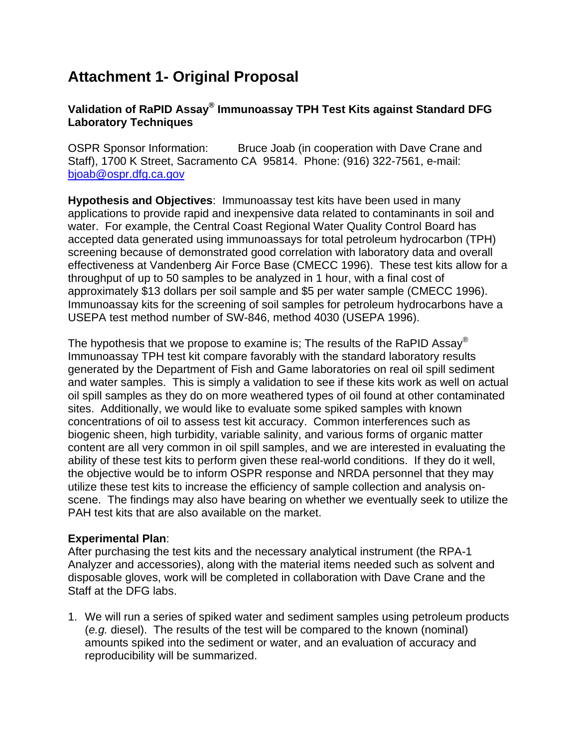# Attachment 1- Original Proposal

### Validation of RaPID Assay® Immunoassay TPH Test Kits against Standard DFG Laboratory Techniques

OSPR Sponsor Information: Bruce Joab (in cooperation with Dave Crane and Staff), 1700 K Street, Sacramento CA 95814. Phone: (916) 322-7561, e-mail: bjoab@ospr.dfg.ca.gov

**Hypothesis and Objectives**: Immunoassay test kits have been used in many applications to provide rapid and inexpensive data related to contaminants in soil and water. For example, the Central Coast Regional Water Quality Control Board has accepted data generated using immunoassays for total petroleum hydrocarbon (TPH) screening because of demonstrated good correlation with laboratory data and overall effectiveness at Vandenberg Air Force Base (CMECC 1996). These test kits allow for a throughput of up to 50 samples to be analyzed in 1 hour, with a final cost of approximately $13 dollars per soil sample and $5 per water sample (CMECC 1996). Immunoassay kits for the screening of soil samples for petroleum hydrocarbons have a USEPA test method number of SW-846, method 4030 (USEPA 1996).

The hypothesis that we propose to examine is; The results of the RaPID Assay® Immunoassay TPH test kit compare favorably with the standard laboratory results generated by the Department of Fish and Game laboratories on real oil spill sediment and water samples. This is simply a validation to see if these kits work as well on actual oil spill samples as they do on more weathered types of oil found at other contaminated sites. Additionally, we would like to evaluate some spiked samples with known concentrations of oil to assess test kit accuracy. Common interferences such as biogenic sheen, high turbidity, variable salinity, and various forms of organic matter content are all very common in oil spill samples, and we are interested in evaluating the ability of these test kits to perform given these real-world conditions. If they do it well, the objective would be to inform OSPR response and NRDA personnel that they may utilize these test kits to increase the efficiency of sample collection and analysis on-scene. The findings may also have bearing on whether we eventually seek to utilize the PAH test kits that are also available on the market.

**Experimental Plan**:
After purchasing the test kits and the necessary analytical instrument (the RPA-1 Analyzer and accessories), along with the material items needed such as solvent and disposable gloves, work will be completed in collaboration with Dave Crane and the Staff at the DFG labs.

1. We will run a series of spiked water and sediment samples using petroleum products (*e.g.* diesel). The results of the test will be compared to the known (nominal) amounts spiked into the sediment or water, and an evaluation of accuracy and reproducibility will be summarized.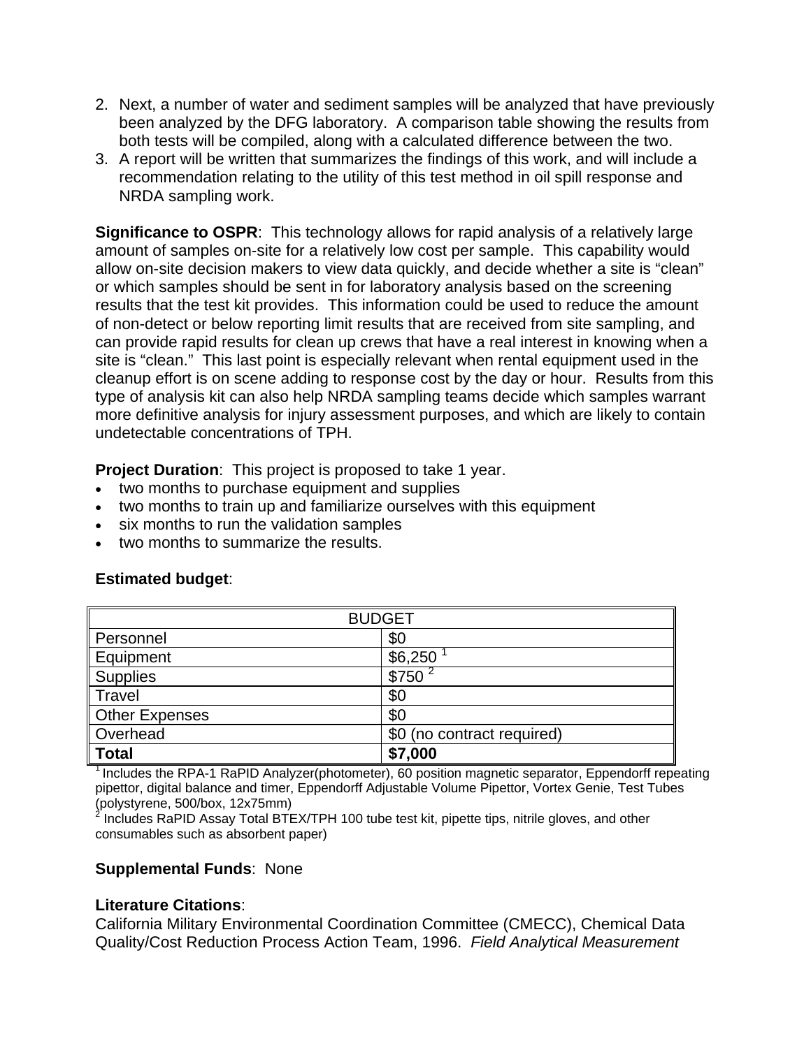2. Next, a number of water and sediment samples will be analyzed that have previously been analyzed by the DFG laboratory. A comparison table showing the results from both tests will be compiled, along with a calculated difference between the two.
3. A report will be written that summarizes the findings of this work, and will include a recommendation relating to the utility of this test method in oil spill response and NRDA sampling work.

**Significance to OSPR**: This technology allows for rapid analysis of a relatively large amount of samples on-site for a relatively low cost per sample. This capability would allow on-site decision makers to view data quickly, and decide whether a site is "clean" or which samples should be sent in for laboratory analysis based on the screening results that the test kit provides. This information could be used to reduce the amount of non-detect or below reporting limit results that are received from site sampling, and can provide rapid results for clean up crews that have a real interest in knowing when a site is "clean." This last point is especially relevant when rental equipment used in the cleanup effort is on scene adding to response cost by the day or hour. Results from this type of analysis kit can also help NRDA sampling teams decide which samples warrant more definitive analysis for injury assessment purposes, and which are likely to contain undetectable concentrations of TPH.

**Project Duration**: This project is proposed to take 1 year.

- two months to purchase equipment and supplies
- two months to train up and familiarize ourselves with this equipment
- six months to run the validation samples
- two months to summarize the results.

**Estimated budget**:

| BUDGET | |
|---|---|
| Personnel | $0 |
| Equipment | $6,250 [1] |
| Supplies | $750 [2] |
| Travel | $0 |
| Other Expenses | $0 |
| Overhead | $0 (no contract required) |
| **Total** | **$7,000** |

[1] Includes the RPA-1 RaPID Analyzer(photometer), 60 position magnetic separator, Eppendorff repeating pipettor, digital balance and timer, Eppendorff Adjustable Volume Pipettor, Vortex Genie, Test Tubes (polystyrene, 500/box, 12x75mm)
[2] Includes RaPID Assay Total BTEX/TPH 100 tube test kit, pipette tips, nitrile gloves, and other consumables such as absorbent paper)

**Supplemental Funds**: None

**Literature Citations**:
California Military Environmental Coordination Committee (CMECC), Chemical Data Quality/Cost Reduction Process Action Team, 1996. *Field Analytical Measurement*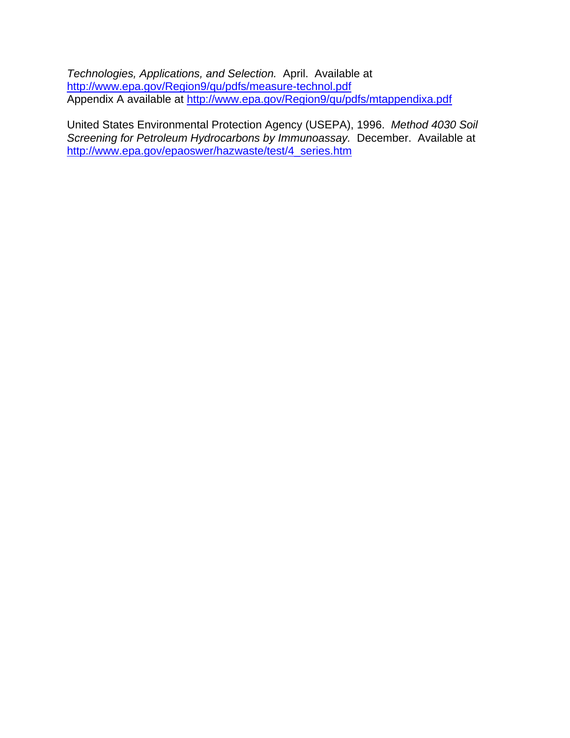*Technologies, Applications, and Selection.* April. Available at http://www.epa.gov/Region9/qu/pdfs/measure-technol.pdf
Appendix A available at http://www.epa.gov/Region9/qu/pdfs/mtappendixa.pdf

United States Environmental Protection Agency (USEPA), 1996. *Method 4030 Soil Screening for Petroleum Hydrocarbons by Immunoassay.* December. Available at http://www.epa.gov/epaoswer/hazwaste/test/4_series.htm